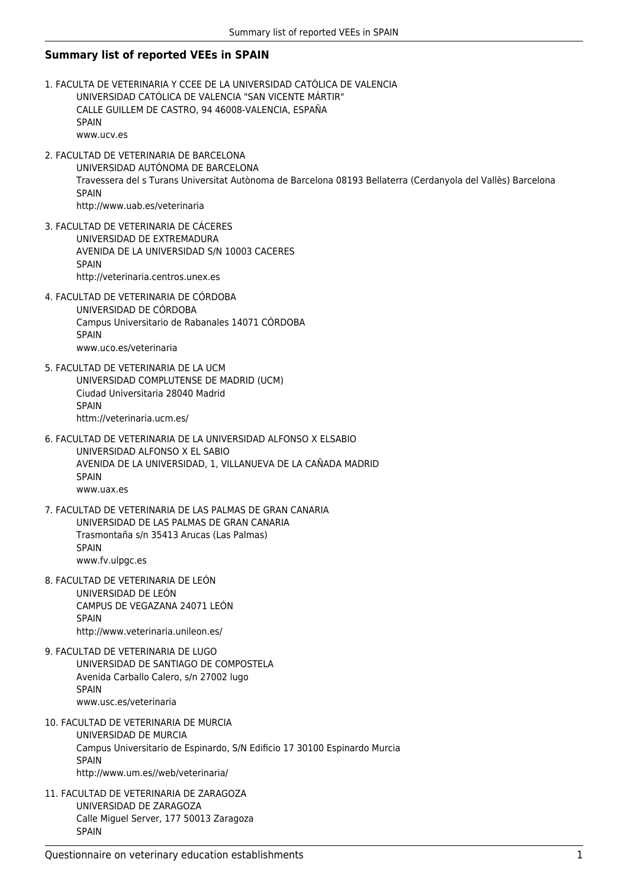## Summary list of reported VEEs in SPAIN

1. FACULTA DE VETERINARIA Y CCEE DE LA UNIVERSIDAD CATÓLICA DE VALENCIA
   UNIVERSIDAD CATÓLICA DE VALENCIA "SAN VICENTE MÁRTIR"
   CALLE GUILLEM DE CASTRO, 94 46008-VALENCIA, ESPAÑA
   SPAIN
   www.ucv.es

2. FACULTAD DE VETERINARIA DE BARCELONA
   UNIVERSIDAD AUTÓNOMA DE BARCELONA
   Travessera del s Turans Universitat Autònoma de Barcelona 08193 Bellaterra (Cerdanyola del Vallès) Barcelona
   SPAIN
   http://www.uab.es/veterinaria

3. FACULTAD DE VETERINARIA DE CÁCERES
   UNIVERSIDAD DE EXTREMADURA
   AVENIDA DE LA UNIVERSIDAD S/N 10003 CACERES
   SPAIN
   http://veterinaria.centros.unex.es

4. FACULTAD DE VETERINARIA DE CÓRDOBA
   UNIVERSIDAD DE CÓRDOBA
   Campus Universitario de Rabanales 14071 CÓRDOBA
   SPAIN
   www.uco.es/veterinaria

5. FACULTAD DE VETERINARIA DE LA UCM
   UNIVERSIDAD COMPLUTENSE DE MADRID (UCM)
   Ciudad Universitaria 28040 Madrid
   SPAIN
   httm://veterinaria.ucm.es/

6. FACULTAD DE VETERINARIA DE LA UNIVERSIDAD ALFONSO X ELSABIO
   UNIVERSIDAD ALFONSO X EL SABIO
   AVENIDA DE LA UNIVERSIDAD, 1, VILLANUEVA DE LA CAÑADA MADRID
   SPAIN
   www.uax.es

7. FACULTAD DE VETERINARIA DE LAS PALMAS DE GRAN CANARIA
   UNIVERSIDAD DE LAS PALMAS DE GRAN CANARIA
   Trasmontaña s/n 35413 Arucas (Las Palmas)
   SPAIN
   www.fv.ulpgc.es

8. FACULTAD DE VETERINARIA DE LEÓN
   UNIVERSIDAD DE LEÓN
   CAMPUS DE VEGAZANA 24071 LEÓN
   SPAIN
   http://www.veterinaria.unileon.es/

9. FACULTAD DE VETERINARIA DE LUGO
   UNIVERSIDAD DE SANTIAGO DE COMPOSTELA
   Avenida Carballo Calero, s/n 27002 lugo
   SPAIN
   www.usc.es/veterinaria

10. FACULTAD DE VETERINARIA DE MURCIA
    UNIVERSIDAD DE MURCIA
    Campus Universitario de Espinardo, S/N Edificio 17 30100 Espinardo Murcia
    SPAIN
    http://www.um.es//web/veterinaria/

11. FACULTAD DE VETERINARIA DE ZARAGOZA
    UNIVERSIDAD DE ZARAGOZA
    Calle Miguel Server, 177 50013 Zaragoza
    SPAIN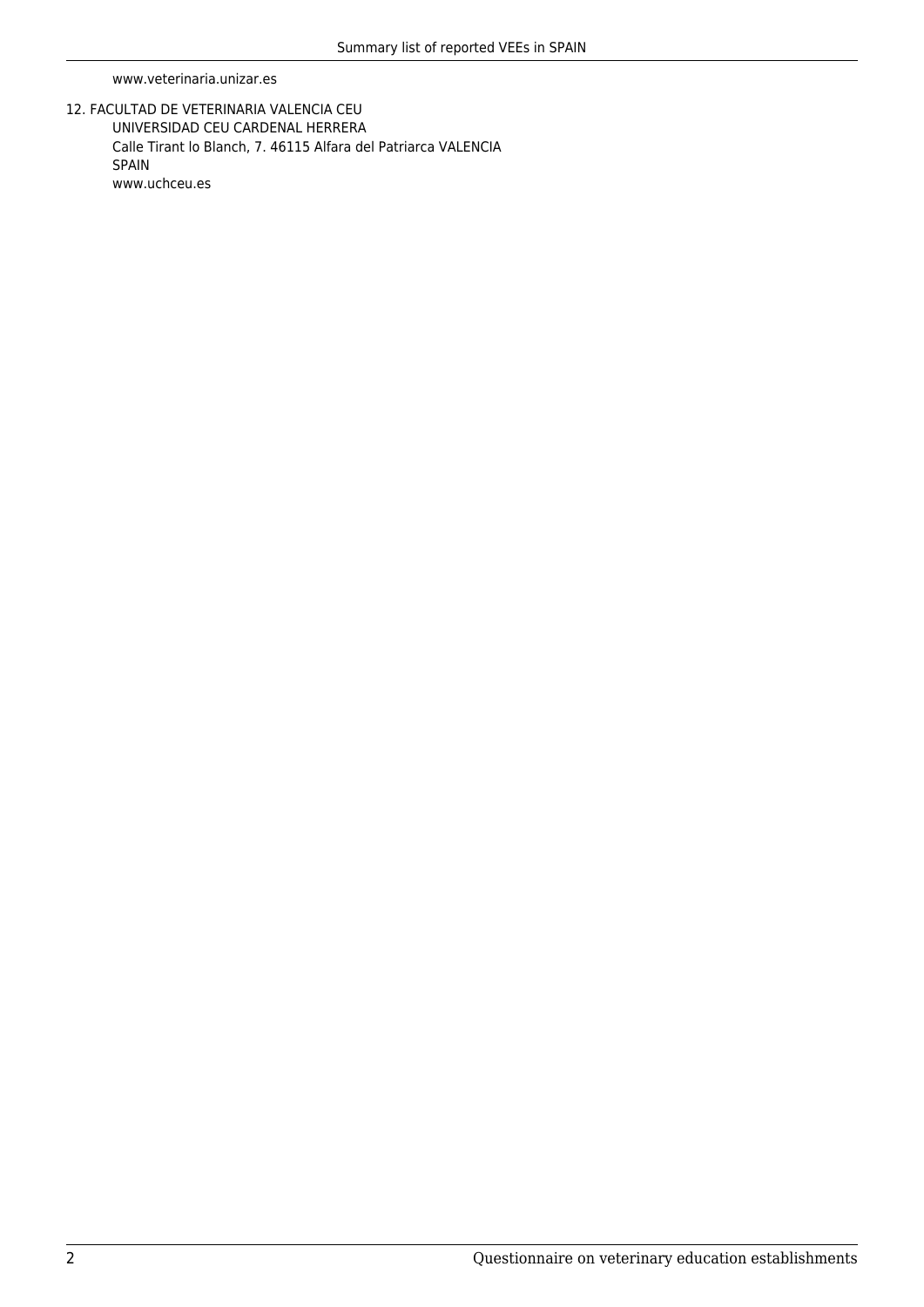www.veterinaria.unizar.es

12. FACULTAD DE VETERINARIA VALENCIA CEU
    UNIVERSIDAD CEU CARDENAL HERRERA
    Calle Tirant lo Blanch, 7. 46115 Alfara del Patriarca VALENCIA
    SPAIN
    www.uchceu.es